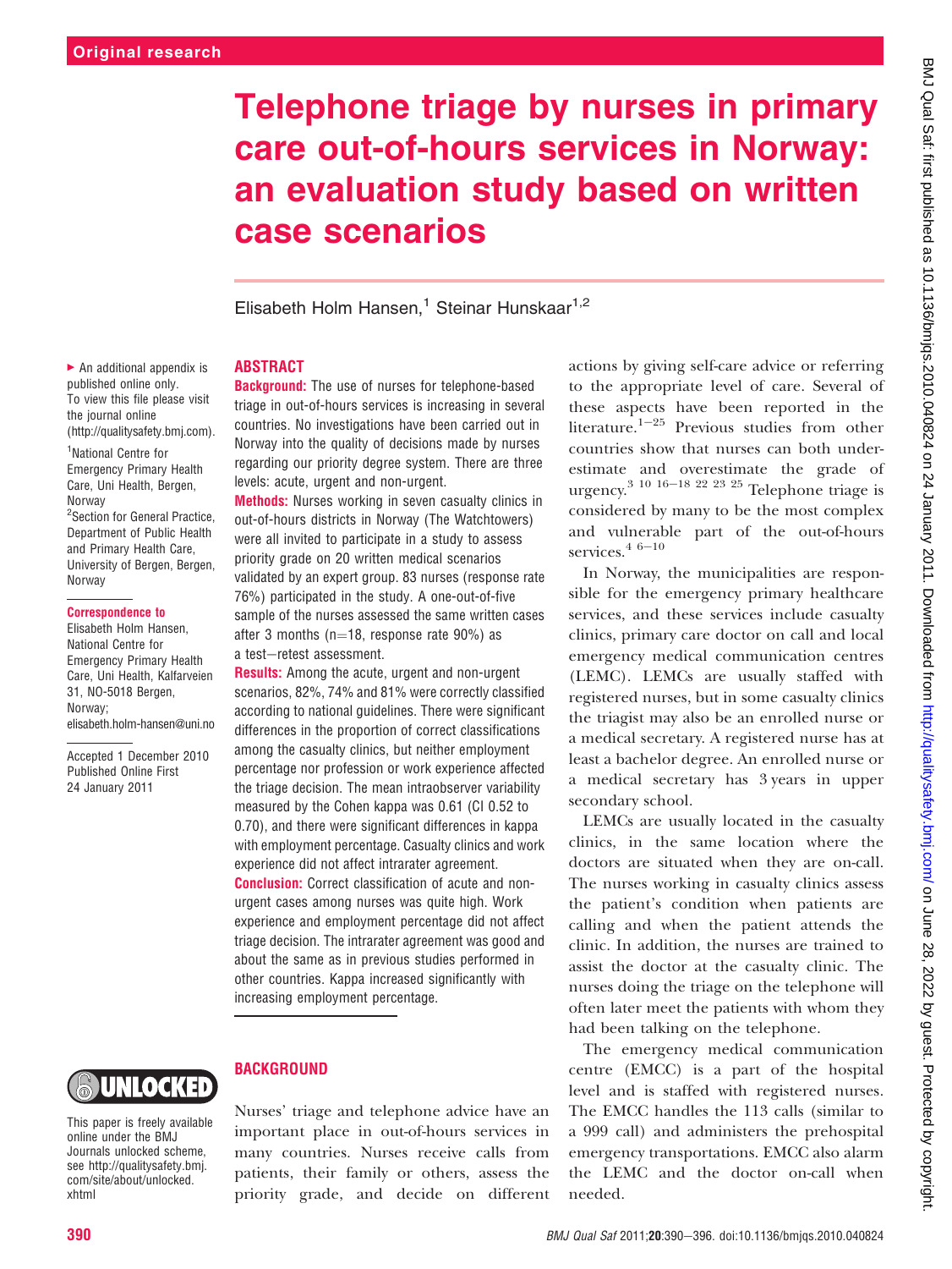Original research

# Telephone triage by nurses in primary care out-of-hours services in Norway: an evaluation study based on written case scenarios

Elisabeth Holm Hansen,[1] Steinar Hunskaar[1,2]

▸ An additional appendix is published online only. To view this file please visit the journal online (http://qualitysafety.bmj.com).

[1]National Centre for Emergency Primary Health Care, Uni Health, Bergen, Norway
[2]Section for General Practice, Department of Public Health and Primary Health Care, University of Bergen, Bergen, Norway

**Correspondence to**
Elisabeth Holm Hansen, National Centre for Emergency Primary Health Care, Uni Health, Kalfarveien 31, NO-5018 Bergen, Norway; elisabeth.holm-hansen@uni.no

Accepted 1 December 2010
Published Online First 24 January 2011

## ABSTRACT

**Background:** The use of nurses for telephone-based triage in out-of-hours services is increasing in several countries. No investigations have been carried out in Norway into the quality of decisions made by nurses regarding our priority degree system. There are three levels: acute, urgent and non-urgent.

**Methods:** Nurses working in seven casualty clinics in out-of-hours districts in Norway (The Watchtowers) were all invited to participate in a study to assess priority grade on 20 written medical scenarios validated by an expert group. 83 nurses (response rate 76%) participated in the study. A one-out-of-five sample of the nurses assessed the same written cases after 3 months (n=18, response rate 90%) as a test−retest assessment.

**Results:** Among the acute, urgent and non-urgent scenarios, 82%, 74% and 81% were correctly classified according to national guidelines. There were significant differences in the proportion of correct classifications among the casualty clinics, but neither employment percentage nor profession or work experience affected the triage decision. The mean intraobserver variability measured by the Cohen kappa was 0.61 (CI 0.52 to 0.70), and there were significant differences in kappa with employment percentage. Casualty clinics and work experience did not affect intrarater agreement.

**Conclusion:** Correct classification of acute and non-urgent cases among nurses was quite high. Work experience and employment percentage did not affect triage decision. The intrarater agreement was good and about the same as in previous studies performed in other countries. Kappa increased significantly with increasing employment percentage.

UNLOCKED

This paper is freely available online under the BMJ Journals unlocked scheme, see http://qualitysafety.bmj.com/site/about/unlocked.xhtml

## BACKGROUND

Nurses' triage and telephone advice have an important place in out-of-hours services in many countries. Nurses receive calls from patients, their family or others, assess the priority grade, and decide on different actions by giving self-care advice or referring to the appropriate level of care. Several of these aspects have been reported in the literature.[1−25] Previous studies from other countries show that nurses can both underestimate and overestimate the grade of urgency.[3 10 16−18 22 23 25] Telephone triage is considered by many to be the most complex and vulnerable part of the out-of-hours services.[4 6−10]

In Norway, the municipalities are responsible for the emergency primary healthcare services, and these services include casualty clinics, primary care doctor on call and local emergency medical communication centres (LEMC). LEMCs are usually staffed with registered nurses, but in some casualty clinics the triagist may also be an enrolled nurse or a medical secretary. A registered nurse has at least a bachelor degree. An enrolled nurse or a medical secretary has 3 years in upper secondary school.

LEMCs are usually located in the casualty clinics, in the same location where the doctors are situated when they are on-call. The nurses working in casualty clinics assess the patient's condition when patients are calling and when the patient attends the clinic. In addition, the nurses are trained to assist the doctor at the casualty clinic. The nurses doing the triage on the telephone will often later meet the patients with whom they had been talking on the telephone.

The emergency medical communication centre (EMCC) is a part of the hospital level and is staffed with registered nurses. The EMCC handles the 113 calls (similar to a 999 call) and administers the prehospital emergency transportations. EMCC also alarm the LEMC and the doctor on-call when needed.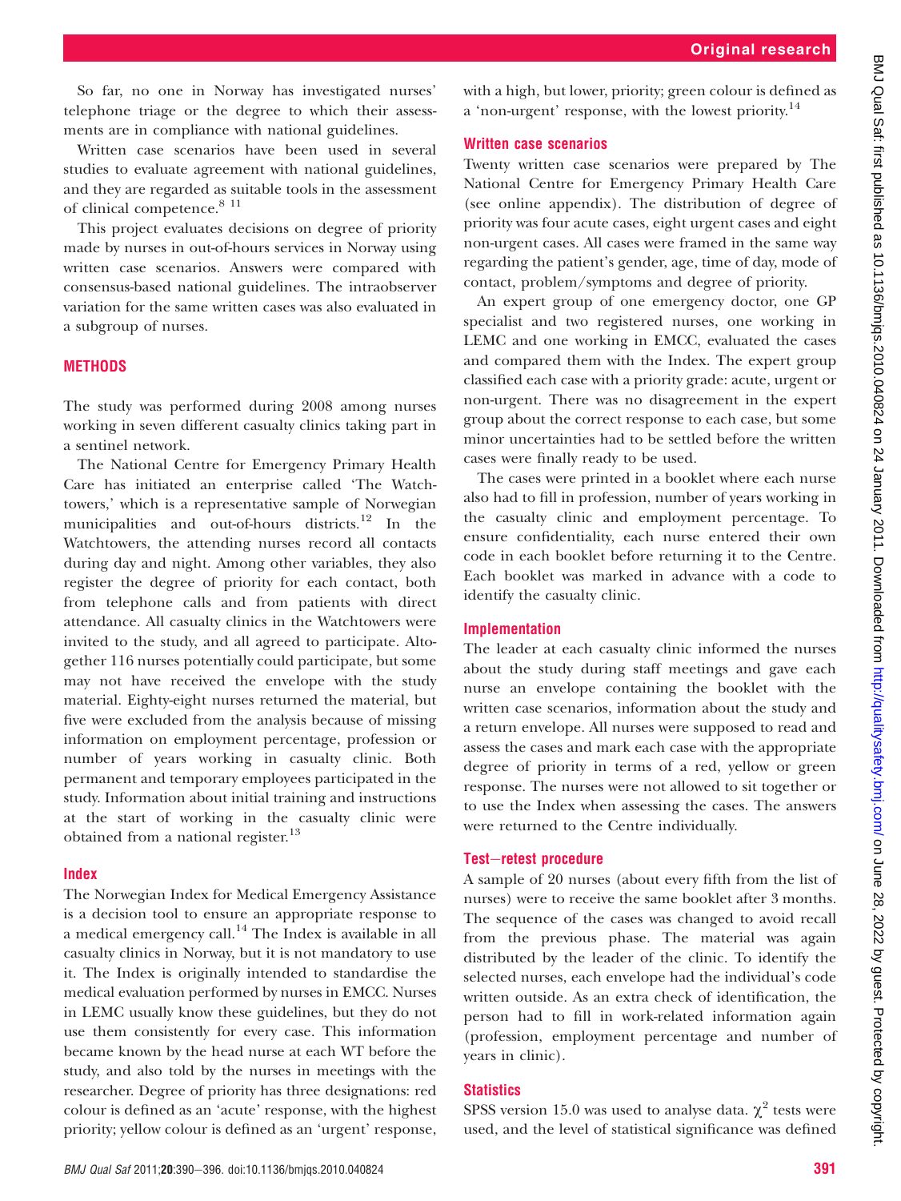So far, no one in Norway has investigated nurses' telephone triage or the degree to which their assessments are in compliance with national guidelines.

Written case scenarios have been used in several studies to evaluate agreement with national guidelines, and they are regarded as suitable tools in the assessment of clinical competence.[8 11]

This project evaluates decisions on degree of priority made by nurses in out-of-hours services in Norway using written case scenarios. Answers were compared with consensus-based national guidelines. The intraobserver variation for the same written cases was also evaluated in a subgroup of nurses.

## METHODS

The study was performed during 2008 among nurses working in seven different casualty clinics taking part in a sentinel network.

The National Centre for Emergency Primary Health Care has initiated an enterprise called 'The Watchtowers,' which is a representative sample of Norwegian municipalities and out-of-hours districts.[12] In the Watchtowers, the attending nurses record all contacts during day and night. Among other variables, they also register the degree of priority for each contact, both from telephone calls and from patients with direct attendance. All casualty clinics in the Watchtowers were invited to the study, and all agreed to participate. Altogether 116 nurses potentially could participate, but some may not have received the envelope with the study material. Eighty-eight nurses returned the material, but five were excluded from the analysis because of missing information on employment percentage, profession or number of years working in casualty clinic. Both permanent and temporary employees participated in the study. Information about initial training and instructions at the start of working in the casualty clinic were obtained from a national register.[13]

### Index

The Norwegian Index for Medical Emergency Assistance is a decision tool to ensure an appropriate response to a medical emergency call.[14] The Index is available in all casualty clinics in Norway, but it is not mandatory to use it. The Index is originally intended to standardise the medical evaluation performed by nurses in EMCC. Nurses in LEMC usually know these guidelines, but they do not use them consistently for every case. This information became known by the head nurse at each WT before the study, and also told by the nurses in meetings with the researcher. Degree of priority has three designations: red colour is defined as an 'acute' response, with the highest priority; yellow colour is defined as an 'urgent' response, with a high, but lower, priority; green colour is defined as a 'non-urgent' response, with the lowest priority.[14]

### Written case scenarios

Twenty written case scenarios were prepared by The National Centre for Emergency Primary Health Care (see online appendix). The distribution of degree of priority was four acute cases, eight urgent cases and eight non-urgent cases. All cases were framed in the same way regarding the patient's gender, age, time of day, mode of contact, problem/symptoms and degree of priority.

An expert group of one emergency doctor, one GP specialist and two registered nurses, one working in LEMC and one working in EMCC, evaluated the cases and compared them with the Index. The expert group classified each case with a priority grade: acute, urgent or non-urgent. There was no disagreement in the expert group about the correct response to each case, but some minor uncertainties had to be settled before the written cases were finally ready to be used.

The cases were printed in a booklet where each nurse also had to fill in profession, number of years working in the casualty clinic and employment percentage. To ensure confidentiality, each nurse entered their own code in each booklet before returning it to the Centre. Each booklet was marked in advance with a code to identify the casualty clinic.

### Implementation

The leader at each casualty clinic informed the nurses about the study during staff meetings and gave each nurse an envelope containing the booklet with the written case scenarios, information about the study and a return envelope. All nurses were supposed to read and assess the cases and mark each case with the appropriate degree of priority in terms of a red, yellow or green response. The nurses were not allowed to sit together or to use the Index when assessing the cases. The answers were returned to the Centre individually.

### Test–retest procedure

A sample of 20 nurses (about every fifth from the list of nurses) were to receive the same booklet after 3 months. The sequence of the cases was changed to avoid recall from the previous phase. The material was again distributed by the leader of the clinic. To identify the selected nurses, each envelope had the individual's code written outside. As an extra check of identification, the person had to fill in work-related information again (profession, employment percentage and number of years in clinic).

### Statistics

SPSS version 15.0 was used to analyse data. $\chi^2$ tests were used, and the level of statistical significance was defined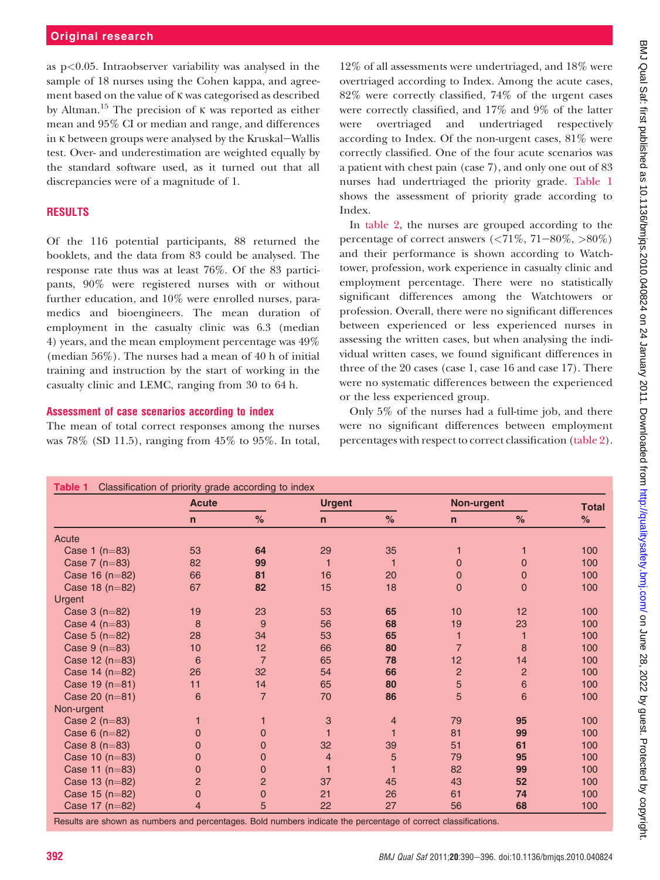as p<0.05. Intraobserver variability was analysed in the sample of 18 nurses using the Cohen kappa, and agreement based on the value of κ was categorised as described by Altman.[15] The precision of κ was reported as either mean and 95% CI or median and range, and differences in κ between groups were analysed by the Kruskal−Wallis test. Over- and underestimation are weighted equally by the standard software used, as it turned out that all discrepancies were of a magnitude of 1.

## RESULTS

Of the 116 potential participants, 88 returned the booklets, and the data from 83 could be analysed. The response rate thus was at least 76%. Of the 83 participants, 90% were registered nurses with or without further education, and 10% were enrolled nurses, paramedics and bioengineers. The mean duration of employment in the casualty clinic was 6.3 (median 4) years, and the mean employment percentage was 49% (median 56%). The nurses had a mean of 40 h of initial training and instruction by the start of working in the casualty clinic and LEMC, ranging from 30 to 64 h.

### Assessment of case scenarios according to index

The mean of total correct responses among the nurses was 78% (SD 11.5), ranging from 45% to 95%. In total, 12% of all assessments were undertriaged, and 18% were overtriaged according to Index. Among the acute cases, 82% were correctly classified, 74% of the urgent cases were correctly classified, and 17% and 9% of the latter were overtriaged and undertriaged respectively according to Index. Of the non-urgent cases, 81% were correctly classified. One of the four acute scenarios was a patient with chest pain (case 7), and only one out of 83 nurses had undertriaged the priority grade. Table 1 shows the assessment of priority grade according to Index.

In table 2, the nurses are grouped according to the percentage of correct answers (<71%, 71−80%, >80%) and their performance is shown according to Watchtower, profession, work experience in casualty clinic and employment percentage. There were no statistically significant differences among the Watchtowers or profession. Overall, there were no significant differences between experienced or less experienced nurses in assessing the written cases, but when analysing the individual written cases, we found significant differences in three of the 20 cases (case 1, case 16 and case 17). There were no systematic differences between the experienced or the less experienced group.

Only 5% of the nurses had a full-time job, and there were no significant differences between employment percentages with respect to correct classification (table 2).

**Table 1** Classification of priority grade according to index

| | Acute | | Urgent | | Non-urgent | | Total |
|---|---|---|---|---|---|---|---|
| | n | % | n | % | n | % | % |
| Acute | | | | | | | |
| Case 1 (n=83) | 53 | **64** | 29 | 35 | 1 | 1 | 100 |
| Case 7 (n=83) | 82 | **99** | 1 | 1 | 0 | 0 | 100 |
| Case 16 (n=82) | 66 | **81** | 16 | 20 | 0 | 0 | 100 |
| Case 18 (n=82) | 67 | **82** | 15 | 18 | 0 | 0 | 100 |
| Urgent | | | | | | | |
| Case 3 (n=82) | 19 | 23 | 53 | **65** | 10 | 12 | 100 |
| Case 4 (n=83) | 8 | 9 | 56 | **68** | 19 | 23 | 100 |
| Case 5 (n=82) | 28 | 34 | 53 | **65** | 1 | 1 | 100 |
| Case 9 (n=83) | 10 | 12 | 66 | **80** | 7 | 8 | 100 |
| Case 12 (n=83) | 6 | 7 | 65 | **78** | 12 | 14 | 100 |
| Case 14 (n=82) | 26 | 32 | 54 | **66** | 2 | 2 | 100 |
| Case 19 (n=81) | 11 | 14 | 65 | **80** | 5 | 6 | 100 |
| Case 20 (n=81) | 6 | 7 | 70 | **86** | 5 | 6 | 100 |
| Non-urgent | | | | | | | |
| Case 2 (n=83) | 1 | 1 | 3 | 4 | 79 | **95** | 100 |
| Case 6 (n=82) | 0 | 0 | 1 | 1 | 81 | **99** | 100 |
| Case 8 (n=83) | 0 | 0 | 32 | 39 | 51 | **61** | 100 |
| Case 10 (n=83) | 0 | 0 | 4 | 5 | 79 | **95** | 100 |
| Case 11 (n=83) | 0 | 0 | 1 | 1 | 82 | **99** | 100 |
| Case 13 (n=82) | 2 | 2 | 37 | 45 | 43 | **52** | 100 |
| Case 15 (n=82) | 0 | 0 | 21 | 26 | 61 | **74** | 100 |
| Case 17 (n=82) | 4 | 5 | 22 | 27 | 56 | **68** | 100 |

Results are shown as numbers and percentages. Bold numbers indicate the percentage of correct classifications.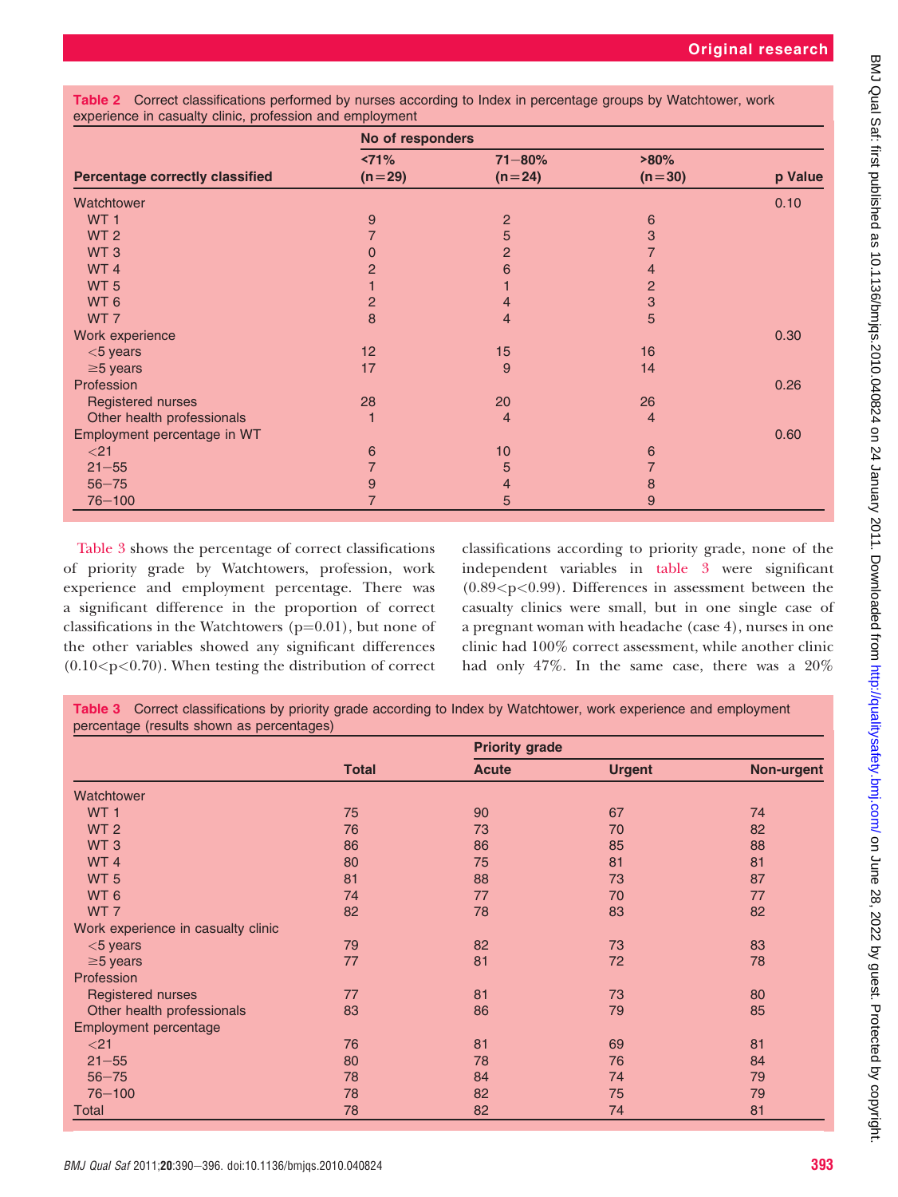**Table 2** Correct classifications performed by nurses according to Index in percentage groups by Watchtower, work experience in casualty clinic, profession and employment

| Percentage correctly classified | No of responders <71% (n=29) | 71–80% (n=24) | >80% (n=30) | p Value |
|---|---|---|---|---|
| Watchtower | | | | 0.10 |
| WT 1 | 9 | 2 | 6 | |
| WT 2 | 7 | 5 | 3 | |
| WT 3 | 0 | 2 | 7 | |
| WT 4 | 2 | 6 | 4 | |
| WT 5 | 1 | 1 | 2 | |
| WT 6 | 2 | 4 | 3 | |
| WT 7 | 8 | 4 | 5 | |
| Work experience | | | | 0.30 |
| <5 years | 12 | 15 | 16 | |
| ≥5 years | 17 | 9 | 14 | |
| Profession | | | | 0.26 |
| Registered nurses | 28 | 20 | 26 | |
| Other health professionals | 1 | 4 | 4 | |
| Employment percentage in WT | | | | 0.60 |
| <21 | 6 | 10 | 6 | |
| 21–55 | 7 | 5 | 7 | |
| 56–75 | 9 | 4 | 8 | |
| 76–100 | 7 | 5 | 9 | |

Table 3 shows the percentage of correct classifications of priority grade by Watchtowers, profession, work experience and employment percentage. There was a significant difference in the proportion of correct classifications in the Watchtowers ($p=0.01$), but none of the other variables showed any significant differences ($0.10<p<0.70$). When testing the distribution of correct classifications according to priority grade, none of the independent variables in table 3 were significant ($0.89<p<0.99$). Differences in assessment between the casualty clinics were small, but in one single case of a pregnant woman with headache (case 4), nurses in one clinic had 100% correct assessment, while another clinic had only 47%. In the same case, there was a 20%

**Table 3** Correct classifications by priority grade according to Index by Watchtower, work experience and employment percentage (results shown as percentages)

| | Total | Priority grade Acute | Urgent | Non-urgent |
|---|---|---|---|---|
| Watchtower | | | | |
| WT 1 | 75 | 90 | 67 | 74 |
| WT 2 | 76 | 73 | 70 | 82 |
| WT 3 | 86 | 86 | 85 | 88 |
| WT 4 | 80 | 75 | 81 | 81 |
| WT 5 | 81 | 88 | 73 | 87 |
| WT 6 | 74 | 77 | 70 | 77 |
| WT 7 | 82 | 78 | 83 | 82 |
| Work experience in casualty clinic | | | | |
| <5 years | 79 | 82 | 73 | 83 |
| ≥5 years | 77 | 81 | 72 | 78 |
| Profession | | | | |
| Registered nurses | 77 | 81 | 73 | 80 |
| Other health professionals | 83 | 86 | 79 | 85 |
| Employment percentage | | | | |
| <21 | 76 | 81 | 69 | 81 |
| 21–55 | 80 | 78 | 76 | 84 |
| 56–75 | 78 | 84 | 74 | 79 |
| 76–100 | 78 | 82 | 75 | 79 |
| Total | 78 | 82 | 74 | 81 |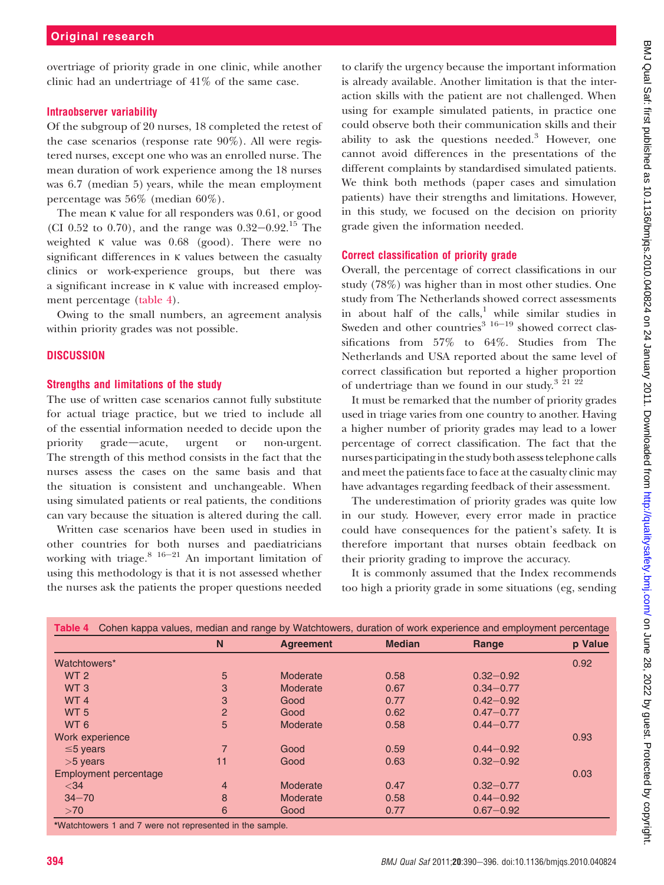overtriage of priority grade in one clinic, while another clinic had an undertriage of 41% of the same case.

### Intraobserver variability

Of the subgroup of 20 nurses, 18 completed the retest of the case scenarios (response rate 90%). All were registered nurses, except one who was an enrolled nurse. The mean duration of work experience among the 18 nurses was 6.7 (median 5) years, while the mean employment percentage was 56% (median 60%).

The mean κ value for all responders was 0.61, or good (CI 0.52 to 0.70), and the range was 0.32–0.92.[15] The weighted κ value was 0.68 (good). There were no significant differences in κ values between the casualty clinics or work-experience groups, but there was a significant increase in κ value with increased employment percentage (table 4).

Owing to the small numbers, an agreement analysis within priority grades was not possible.

## DISCUSSION

### Strengths and limitations of the study

The use of written case scenarios cannot fully substitute for actual triage practice, but we tried to include all of the essential information needed to decide upon the priority grade—acute, urgent or non-urgent. The strength of this method consists in the fact that the nurses assess the cases on the same basis and that the situation is consistent and unchangeable. When using simulated patients or real patients, the conditions can vary because the situation is altered during the call.

Written case scenarios have been used in studies in other countries for both nurses and paediatricians working with triage.[8 16–21] An important limitation of using this methodology is that it is not assessed whether the nurses ask the patients the proper questions needed to clarify the urgency because the important information is already available. Another limitation is that the interaction skills with the patient are not challenged. When using for example simulated patients, in practice one could observe both their communication skills and their ability to ask the questions needed.[3] However, one cannot avoid differences in the presentations of the different complaints by standardised simulated patients. We think both methods (paper cases and simulation patients) have their strengths and limitations. However, in this study, we focused on the decision on priority grade given the information needed.

### Correct classification of priority grade

Overall, the percentage of correct classifications in our study (78%) was higher than in most other studies. One study from The Netherlands showed correct assessments in about half of the calls,[1] while similar studies in Sweden and other countries[3 16–19] showed correct classifications from 57% to 64%. Studies from The Netherlands and USA reported about the same level of correct classification but reported a higher proportion of undertriage than we found in our study.[3 21 22]

It must be remarked that the number of priority grades used in triage varies from one country to another. Having a higher number of priority grades may lead to a lower percentage of correct classification. The fact that the nurses participating in the study both assess telephone calls and meet the patients face to face at the casualty clinic may have advantages regarding feedback of their assessment.

The underestimation of priority grades was quite low in our study. However, every error made in practice could have consequences for the patient's safety. It is therefore important that nurses obtain feedback on their priority grading to improve the accuracy.

It is commonly assumed that the Index recommends too high a priority grade in some situations (eg, sending

**Table 4** Cohen kappa values, median and range by Watchtowers, duration of work experience and employment percentage

| | N | Agreement | Median | Range | p Value |
|---|---|---|---|---|---|
| Watchtowers* | | | | | 0.92 |
| WT 2 | 5 | Moderate | 0.58 | 0.32–0.92 | |
| WT 3 | 3 | Moderate | 0.67 | 0.34–0.77 | |
| WT 4 | 3 | Good | 0.77 | 0.42–0.92 | |
| WT 5 | 2 | Good | 0.62 | 0.47–0.77 | |
| WT 6 | 5 | Moderate | 0.58 | 0.44–0.77 | |
| Work experience | | | | | 0.93 |
| ≤5 years | 7 | Good | 0.59 | 0.44–0.92 | |
| >5 years | 11 | Good | 0.63 | 0.32–0.92 | |
| Employment percentage | | | | | 0.03 |
| <34 | 4 | Moderate | 0.47 | 0.32–0.77 | |
| 34–70 | 8 | Moderate | 0.58 | 0.44–0.92 | |
| >70 | 6 | Good | 0.77 | 0.67–0.92 | |

*Watchtowers 1 and 7 were not represented in the sample.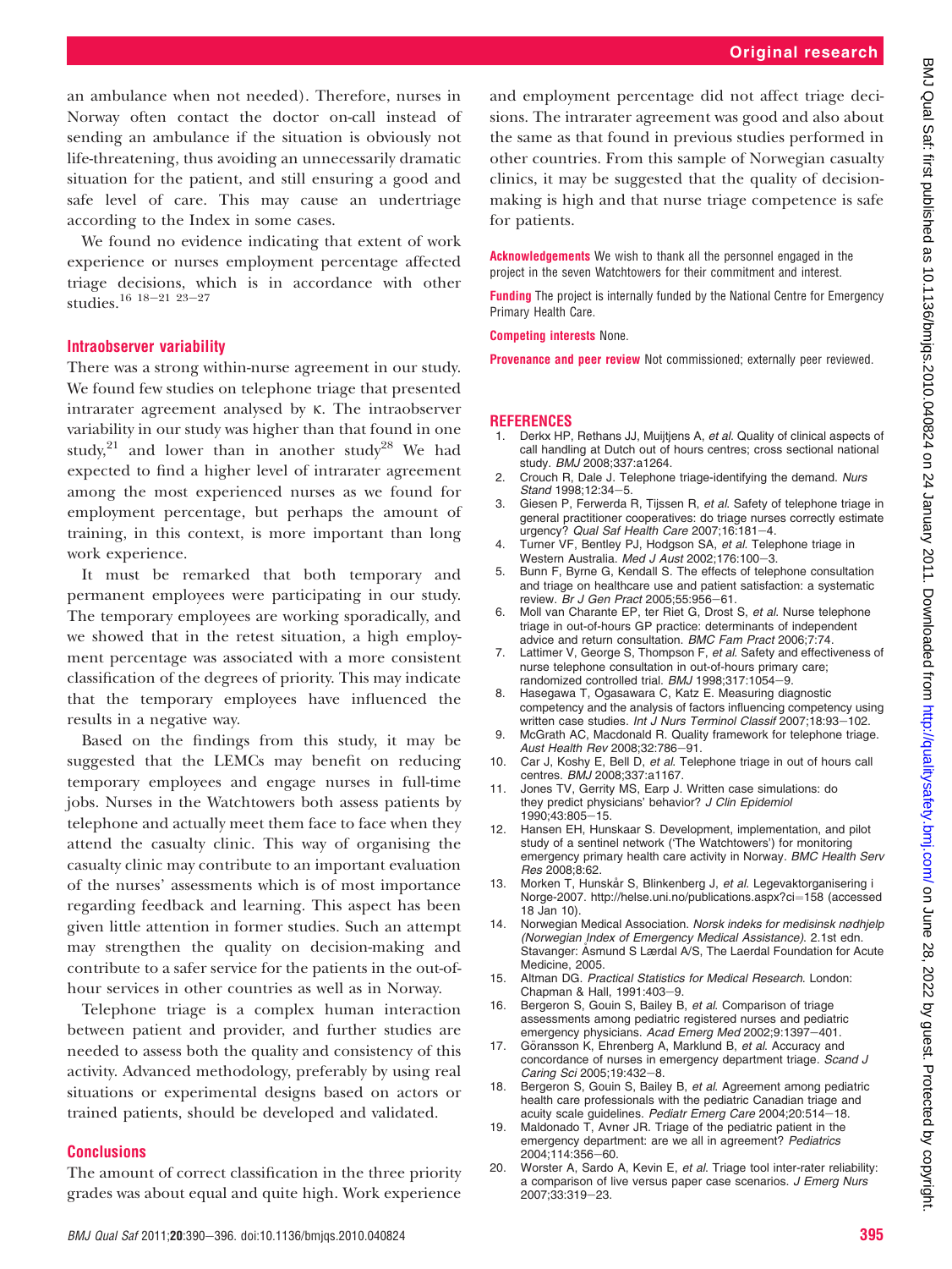an ambulance when not needed). Therefore, nurses in Norway often contact the doctor on-call instead of sending an ambulance if the situation is obviously not life-threatening, thus avoiding an unnecessarily dramatic situation for the patient, and still ensuring a good and safe level of care. This may cause an undertriage according to the Index in some cases.

We found no evidence indicating that extent of work experience or nurses employment percentage affected triage decisions, which is in accordance with other studies.[16 18–21 23–27]

## Intraobserver variability

There was a strong within-nurse agreement in our study. We found few studies on telephone triage that presented intrarater agreement analysed by κ. The intraobserver variability in our study was higher than that found in one study,[21] and lower than in another study[28] We had expected to find a higher level of intrarater agreement among the most experienced nurses as we found for employment percentage, but perhaps the amount of training, in this context, is more important than long work experience.

It must be remarked that both temporary and permanent employees were participating in our study. The temporary employees are working sporadically, and we showed that in the retest situation, a high employment percentage was associated with a more consistent classification of the degrees of priority. This may indicate that the temporary employees have influenced the results in a negative way.

Based on the findings from this study, it may be suggested that the LEMCs may benefit on reducing temporary employees and engage nurses in full-time jobs. Nurses in the Watchtowers both assess patients by telephone and actually meet them face to face when they attend the casualty clinic. This way of organising the casualty clinic may contribute to an important evaluation of the nurses' assessments which is of most importance regarding feedback and learning. This aspect has been given little attention in former studies. Such an attempt may strengthen the quality on decision-making and contribute to a safer service for the patients in the out-of-hour services in other countries as well as in Norway.

Telephone triage is a complex human interaction between patient and provider, and further studies are needed to assess both the quality and consistency of this activity. Advanced methodology, preferably by using real situations or experimental designs based on actors or trained patients, should be developed and validated.

## Conclusions

The amount of correct classification in the three priority grades was about equal and quite high. Work experience and employment percentage did not affect triage decisions. The intrarater agreement was good and also about the same as that found in previous studies performed in other countries. From this sample of Norwegian casualty clinics, it may be suggested that the quality of decision-making is high and that nurse triage competence is safe for patients.

**Acknowledgements** We wish to thank all the personnel engaged in the project in the seven Watchtowers for their commitment and interest.

**Funding** The project is internally funded by the National Centre for Emergency Primary Health Care.

**Competing interests** None.

**Provenance and peer review** Not commissioned; externally peer reviewed.

## REFERENCES

1. Derkx HP, Rethans JJ, Muijtjens A, *et al*. Quality of clinical aspects of call handling at Dutch out of hours centres; cross sectional national study. *BMJ* 2008;337:a1264.
2. Crouch R, Dale J. Telephone triage-identifying the demand. *Nurs Stand* 1998;12:34–5.
3. Giesen P, Ferwerda R, Tijssen R, *et al*. Safety of telephone triage in general practitioner cooperatives: do triage nurses correctly estimate urgency? *Qual Saf Health Care* 2007;16:181–4.
4. Turner VF, Bentley PJ, Hodgson SA, *et al*. Telephone triage in Western Australia. *Med J Aust* 2002;176:100–3.
5. Bunn F, Byrne G, Kendall S. The effects of telephone consultation and triage on healthcare use and patient satisfaction: a systematic review. *Br J Gen Pract* 2005;55:956–61.
6. Moll van Charante EP, ter Riet G, Drost S, *et al*. Nurse telephone triage in out-of-hours GP practice: determinants of independent advice and return consultation. *BMC Fam Pract* 2006;7:74.
7. Lattimer V, George S, Thompson F, *et al*. Safety and effectiveness of nurse telephone consultation in out-of-hours primary care; randomized controlled trial. *BMJ* 1998;317:1054–9.
8. Hasegawa T, Ogasawara C, Katz E. Measuring diagnostic competency and the analysis of factors influencing competency using written case studies. *Int J Nurs Terminol Classif* 2007;18:93–102.
9. McGrath AC, Macdonald R. Quality framework for telephone triage. *Aust Health Rev* 2008;32:786–91.
10. Car J, Koshy E, Bell D, *et al*. Telephone triage in out of hours call centres. *BMJ* 2008;337:a1167.
11. Jones TV, Gerrity MS, Earp J. Written case simulations: do they predict physicians' behavior? *J Clin Epidemiol* 1990;43:805–15.
12. Hansen EH, Hunskaar S. Development, implementation, and pilot study of a sentinel network ('The Watchtowers') for monitoring emergency primary health care activity in Norway. *BMC Health Serv Res* 2008;8:62.
13. Morken T, Hunskår S, Blinkenberg J, *et al*. Legevaktorganisering i Norge-2007. http://helse.uni.no/publications.aspx?ci=158 (accessed 18 Jan 10).
14. Norwegian Medical Association. *Norsk indeks for medisinsk nødhjelp (Norwegian Index of Emergency Medical Assistance)*. 2.1st edn. Stavanger: Åsmund S Lærdal A/S, The Laerdal Foundation for Acute Medicine, 2005.
15. Altman DG. *Practical Statistics for Medical Research*. London: Chapman & Hall, 1991:403–9.
16. Bergeron S, Gouin S, Bailey B, *et al*. Comparison of triage assessments among pediatric registered nurses and pediatric emergency physicians. *Acad Emerg Med* 2002;9:1397–401.
17. Göransson K, Ehrenberg A, Marklund B, *et al*. Accuracy and concordance of nurses in emergency department triage. *Scand J Caring Sci* 2005;19:432–8.
18. Bergeron S, Gouin S, Bailey B, *et al*. Agreement among pediatric health care professionals with the pediatric Canadian triage and acuity scale guidelines. *Pediatr Emerg Care* 2004;20:514–18.
19. Maldonado T, Avner JR. Triage of the pediatric patient in the emergency department: are we all in agreement? *Pediatrics* 2004;114:356–60.
20. Worster A, Sardo A, Kevin E, *et al*. Triage tool inter-rater reliability: a comparison of live versus paper case scenarios. *J Emerg Nurs* 2007;33:319–23.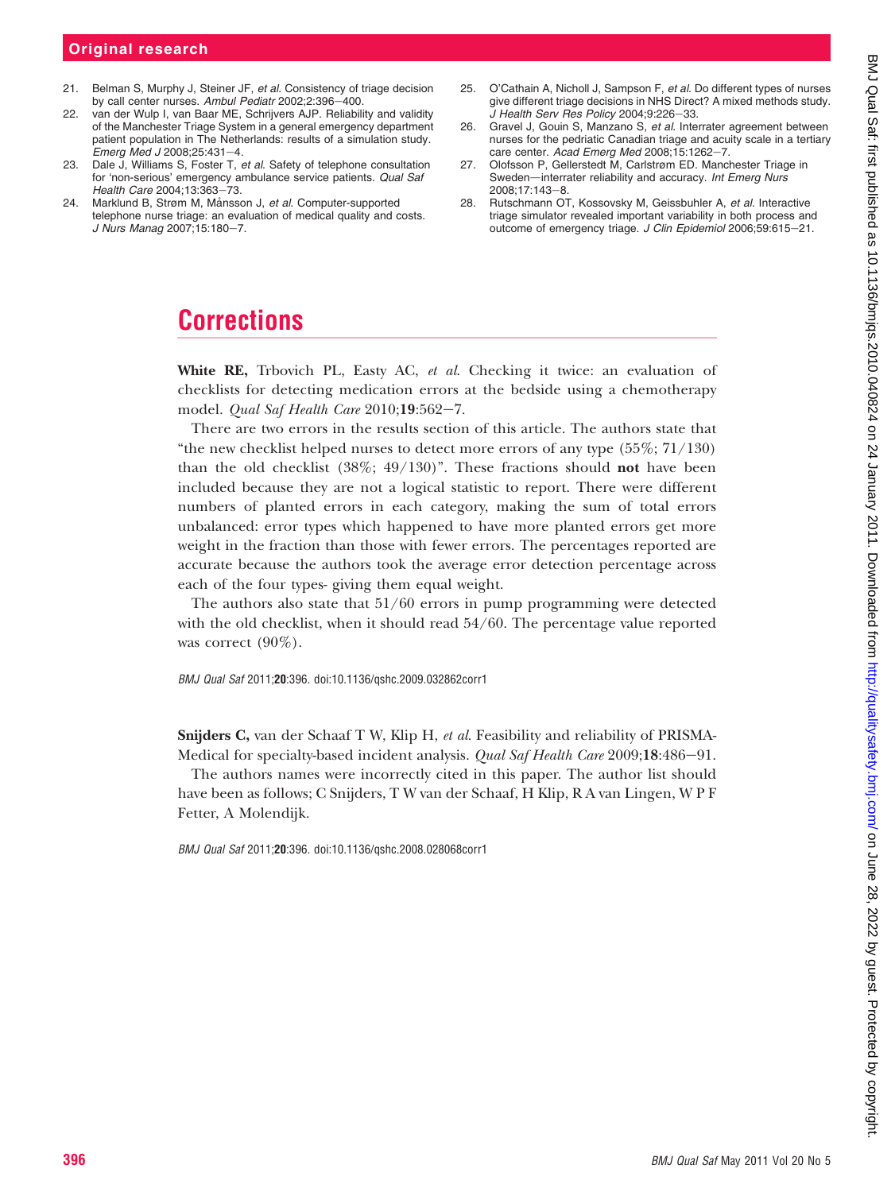21. Belman S, Murphy J, Steiner JF, *et al*. Consistency of triage decision by call center nurses. *Ambul Pediatr* 2002;2:396−400.
22. van der Wulp I, van Baar ME, Schrijvers AJP. Reliability and validity of the Manchester Triage System in a general emergency department patient population in The Netherlands: results of a simulation study. *Emerg Med J* 2008;25:431−4.
23. Dale J, Williams S, Foster T, *et al*. Safety of telephone consultation for 'non-serious' emergency ambulance service patients. *Qual Saf Health Care* 2004;13:363−73.
24. Marklund B, Strøm M, Månsson J, *et al*. Computer-supported telephone nurse triage: an evaluation of medical quality and costs. *J Nurs Manag* 2007;15:180−7.
25. O'Cathain A, Nicholl J, Sampson F, *et al*. Do different types of nurses give different triage decisions in NHS Direct? A mixed methods study. *J Health Serv Res Policy* 2004;9:226−33.
26. Gravel J, Gouin S, Manzano S, *et al*. Interrater agreement between nurses for the pediatric Canadian triage and acuity scale in a tertiary care center. *Acad Emerg Med* 2008;15:1262−7.
27. Olofsson P, Gellerstedt M, Carlstrøm ED. Manchester Triage in Sweden—interrater reliability and accuracy. *Int Emerg Nurs* 2008;17:143−8.
28. Rutschmann OT, Kossovsky M, Geissbuhler A, *et al*. Interactive triage simulator revealed important variability in both process and outcome of emergency triage. *J Clin Epidemiol* 2006;59:615−21.

# Corrections

**White RE,** Trbovich PL, Easty AC, *et al*. Checking it twice: an evaluation of checklists for detecting medication errors at the bedside using a chemotherapy model. *Qual Saf Health Care* 2010;**19**:562−7.

There are two errors in the results section of this article. The authors state that "the new checklist helped nurses to detect more errors of any type (55%; 71/130) than the old checklist (38%; 49/130)". These fractions should **not** have been included because they are not a logical statistic to report. There were different numbers of planted errors in each category, making the sum of total errors unbalanced: error types which happened to have more planted errors get more weight in the fraction than those with fewer errors. The percentages reported are accurate because the authors took the average error detection percentage across each of the four types- giving them equal weight.

The authors also state that 51/60 errors in pump programming were detected with the old checklist, when it should read 54/60. The percentage value reported was correct (90%).

*BMJ Qual Saf* 2011;**20**:396. doi:10.1136/qshc.2009.032862corr1

**Snijders C,** van der Schaaf T W, Klip H, *et al*. Feasibility and reliability of PRISMA-Medical for specialty-based incident analysis. *Qual Saf Health Care* 2009;**18**:486−91.

The authors names were incorrectly cited in this paper. The author list should have been as follows; C Snijders, T W van der Schaaf, H Klip, R A van Lingen, W P F Fetter, A Molendijk.

*BMJ Qual Saf* 2011;**20**:396. doi:10.1136/qshc.2008.028068corr1